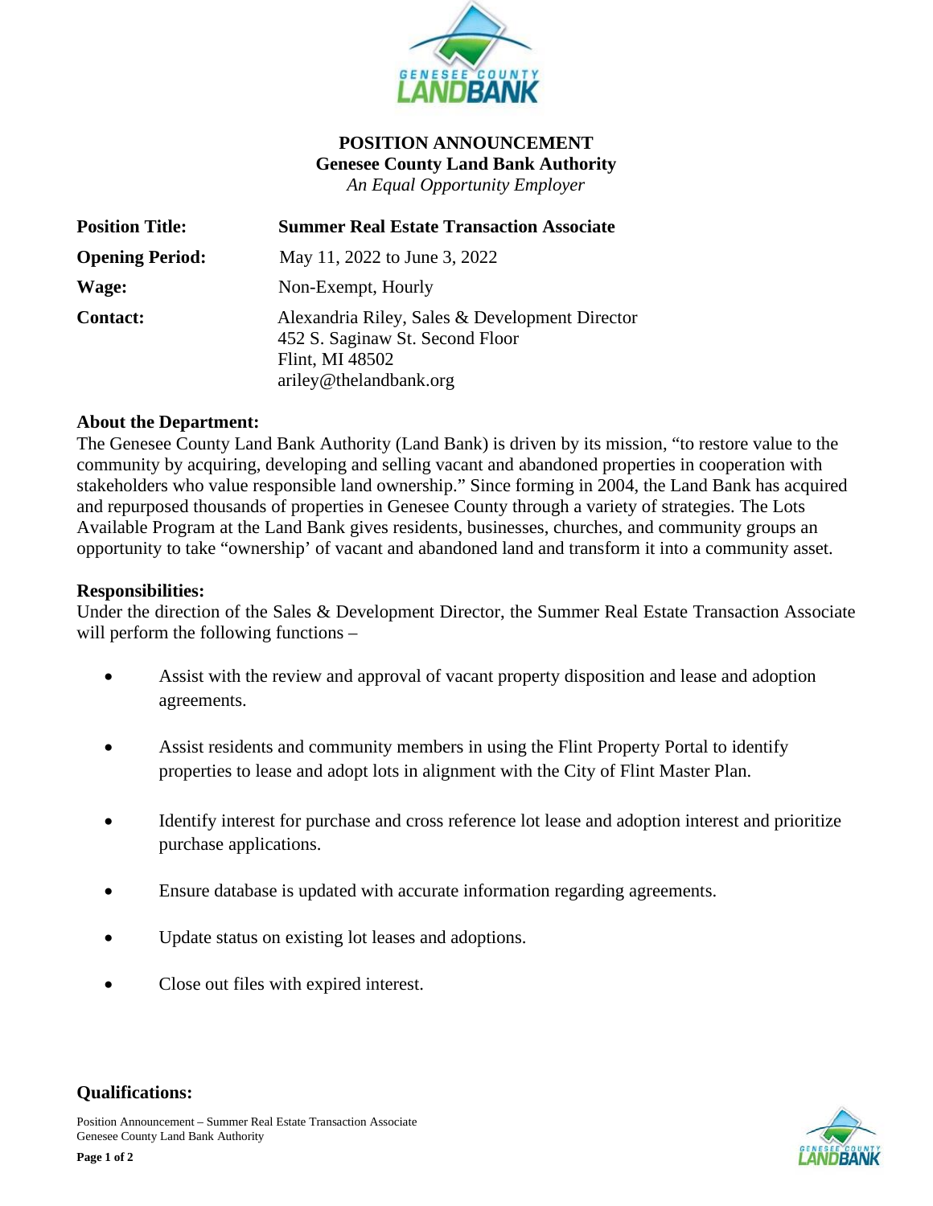# POSITION ANNOUNCEMENT
## Genesee County Land Bank Authority
*An Equal Opportunity Employer*

| | |
|---|---|
| **Position Title:** | **Summer Real Estate Transaction Associate** |
| **Opening Period:** | May 11, 2022 to June 3, 2022 |
| **Wage:** | Non-Exempt, Hourly |
| **Contact:** | Alexandria Riley, Sales & Development Director<br>452 S. Saginaw St. Second Floor<br>Flint, MI 48502<br>ariley@thelandbank.org |

**About the Department:**

The Genesee County Land Bank Authority (Land Bank) is driven by its mission, "to restore value to the community by acquiring, developing and selling vacant and abandoned properties in cooperation with stakeholders who value responsible land ownership." Since forming in 2004, the Land Bank has acquired and repurposed thousands of properties in Genesee County through a variety of strategies. The Lots Available Program at the Land Bank gives residents, businesses, churches, and community groups an opportunity to take "ownership' of vacant and abandoned land and transform it into a community asset.

**Responsibilities:**

Under the direction of the Sales & Development Director, the Summer Real Estate Transaction Associate will perform the following functions –

- Assist with the review and approval of vacant property disposition and lease and adoption agreements.
- Assist residents and community members in using the Flint Property Portal to identify properties to lease and adopt lots in alignment with the City of Flint Master Plan.
- Identify interest for purchase and cross reference lot lease and adoption interest and prioritize purchase applications.
- Ensure database is updated with accurate information regarding agreements.
- Update status on existing lot leases and adoptions.
- Close out files with expired interest.

**Qualifications:**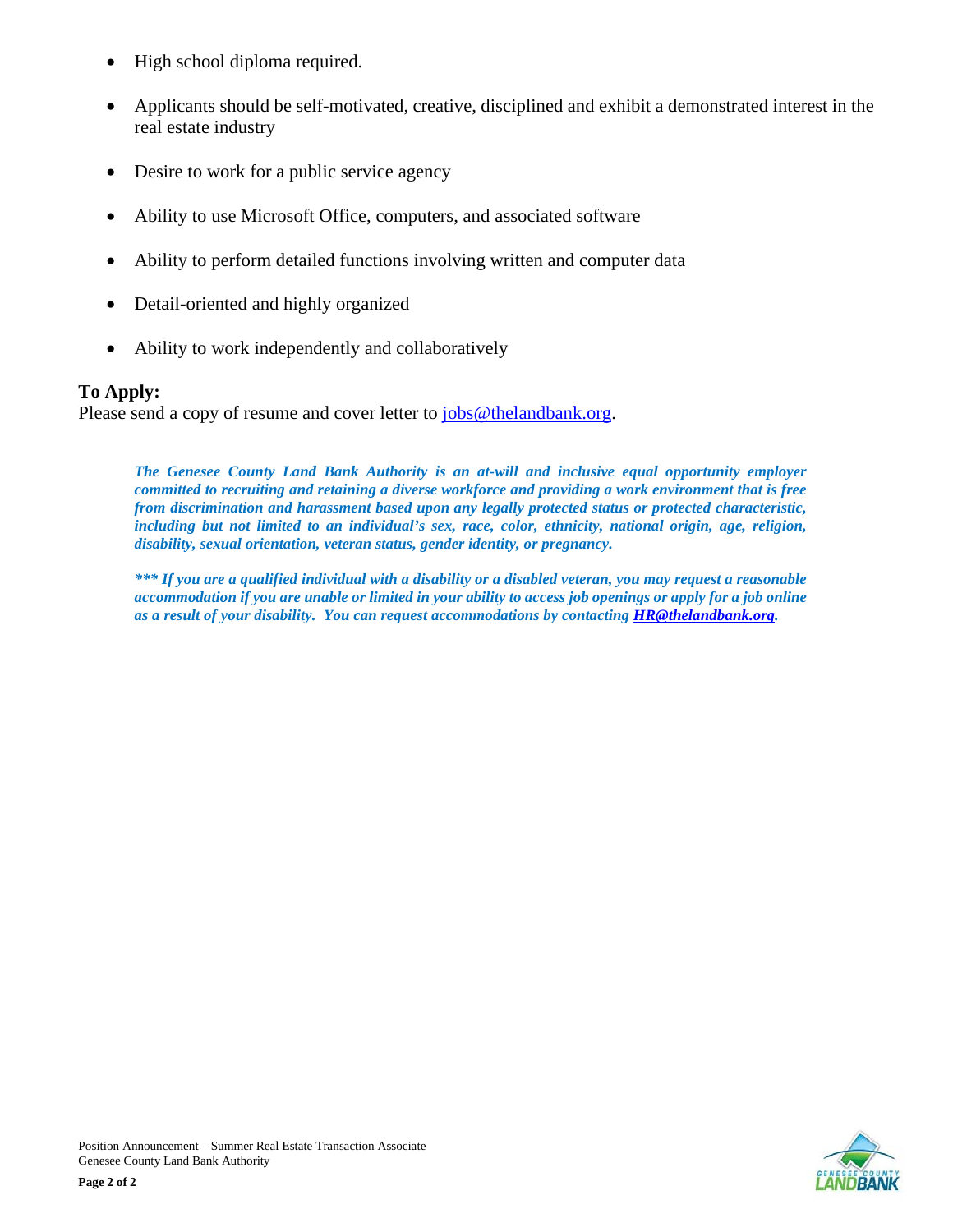- High school diploma required.
- Applicants should be self-motivated, creative, disciplined and exhibit a demonstrated interest in the real estate industry
- Desire to work for a public service agency
- Ability to use Microsoft Office, computers, and associated software
- Ability to perform detailed functions involving written and computer data
- Detail-oriented and highly organized
- Ability to work independently and collaboratively

**To Apply:**
Please send a copy of resume and cover letter to jobs@thelandbank.org.

***The Genesee County Land Bank Authority is an at-will and inclusive equal opportunity employer committed to recruiting and retaining a diverse workforce and providing a work environment that is free from discrimination and harassment based upon any legally protected status or protected characteristic, including but not limited to an individual's sex, race, color, ethnicity, national origin, age, religion, disability, sexual orientation, veteran status, gender identity, or pregnancy.***

***\*\*\* If you are a qualified individual with a disability or a disabled veteran, you may request a reasonable accommodation if you are unable or limited in your ability to access job openings or apply for a job online as a result of your disability. You can request accommodations by contacting HR@thelandbank.org.***